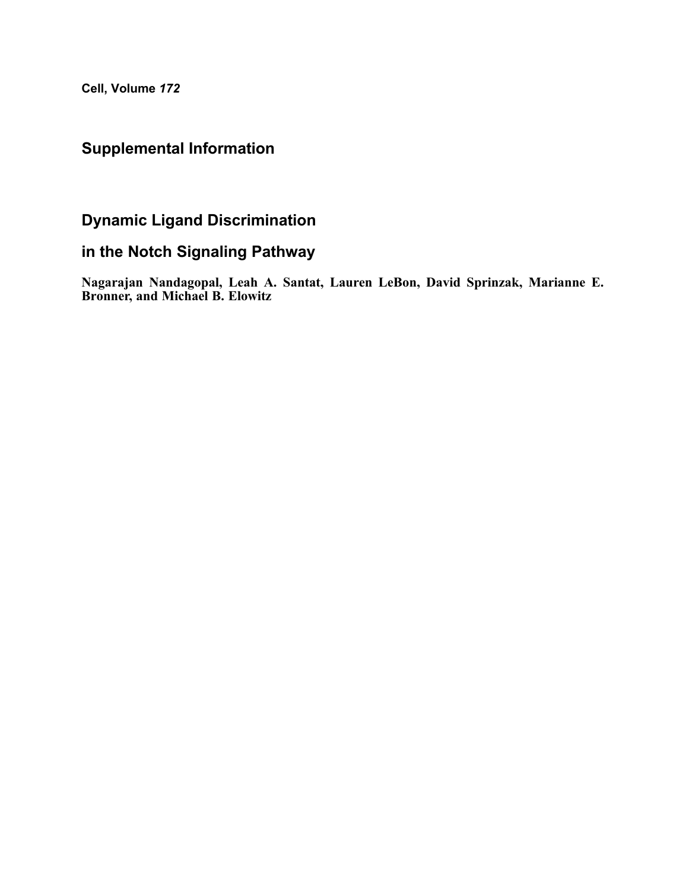**Cell, Volume *172***

## Supplemental Information

# Dynamic Ligand Discrimination

# in the Notch Signaling Pathway

**Nagarajan Nandagopal, Leah A. Santat, Lauren LeBon, David Sprinzak, Marianne E. Bronner, and Michael B. Elowitz**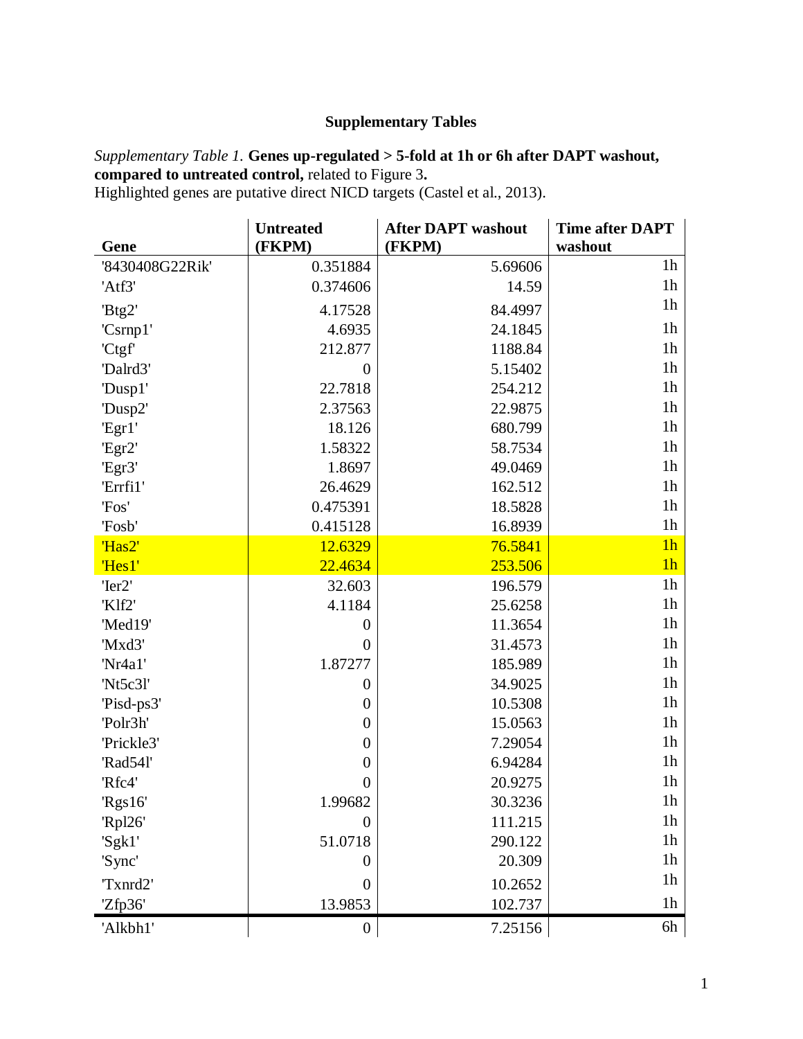# Supplementary Tables

*Supplementary Table 1.* **Genes up-regulated > 5-fold at 1h or 6h after DAPT washout, compared to untreated control,** related to Figure 3**.**
Highlighted genes are putative direct NICD targets (Castel et al., 2013).

| Gene | Untreated (FKPM) | After DAPT washout (FKPM) | Time after DAPT washout |
|---|---|---|---|
| '8430408G22Rik' | 0.351884 | 5.69606 | 1h |
| 'Atf3' | 0.374606 | 14.59 | 1h |
| 'Btg2' | 4.17528 | 84.4997 | 1h |
| 'Csrnp1' | 4.6935 | 24.1845 | 1h |
| 'Ctgf' | 212.877 | 1188.84 | 1h |
| 'Dalrd3' | 0 | 5.15402 | 1h |
| 'Dusp1' | 22.7818 | 254.212 | 1h |
| 'Dusp2' | 2.37563 | 22.9875 | 1h |
| 'Egr1' | 18.126 | 680.799 | 1h |
| 'Egr2' | 1.58322 | 58.7534 | 1h |
| 'Egr3' | 1.8697 | 49.0469 | 1h |
| 'Errfi1' | 26.4629 | 162.512 | 1h |
| 'Fos' | 0.475391 | 18.5828 | 1h |
| 'Fosb' | 0.415128 | 16.8939 | 1h |
| 'Has2' | 12.6329 | 76.5841 | 1h |
| 'Hes1' | 22.4634 | 253.506 | 1h |
| 'Ier2' | 32.603 | 196.579 | 1h |
| 'Klf2' | 4.1184 | 25.6258 | 1h |
| 'Med19' | 0 | 11.3654 | 1h |
| 'Mxd3' | 0 | 31.4573 | 1h |
| 'Nr4a1' | 1.87277 | 185.989 | 1h |
| 'Nt5c3l' | 0 | 34.9025 | 1h |
| 'Pisd-ps3' | 0 | 10.5308 | 1h |
| 'Polr3h' | 0 | 15.0563 | 1h |
| 'Prickle3' | 0 | 7.29054 | 1h |
| 'Rad54l' | 0 | 6.94284 | 1h |
| 'Rfc4' | 0 | 20.9275 | 1h |
| 'Rgs16' | 1.99682 | 30.3236 | 1h |
| 'Rpl26' | 0 | 111.215 | 1h |
| 'Sgk1' | 51.0718 | 290.122 | 1h |
| 'Sync' | 0 | 20.309 | 1h |
| 'Txnrd2' | 0 | 10.2652 | 1h |
| 'Zfp36' | 13.9853 | 102.737 | 1h |
| 'Alkbh1' | 0 | 7.25156 | 6h |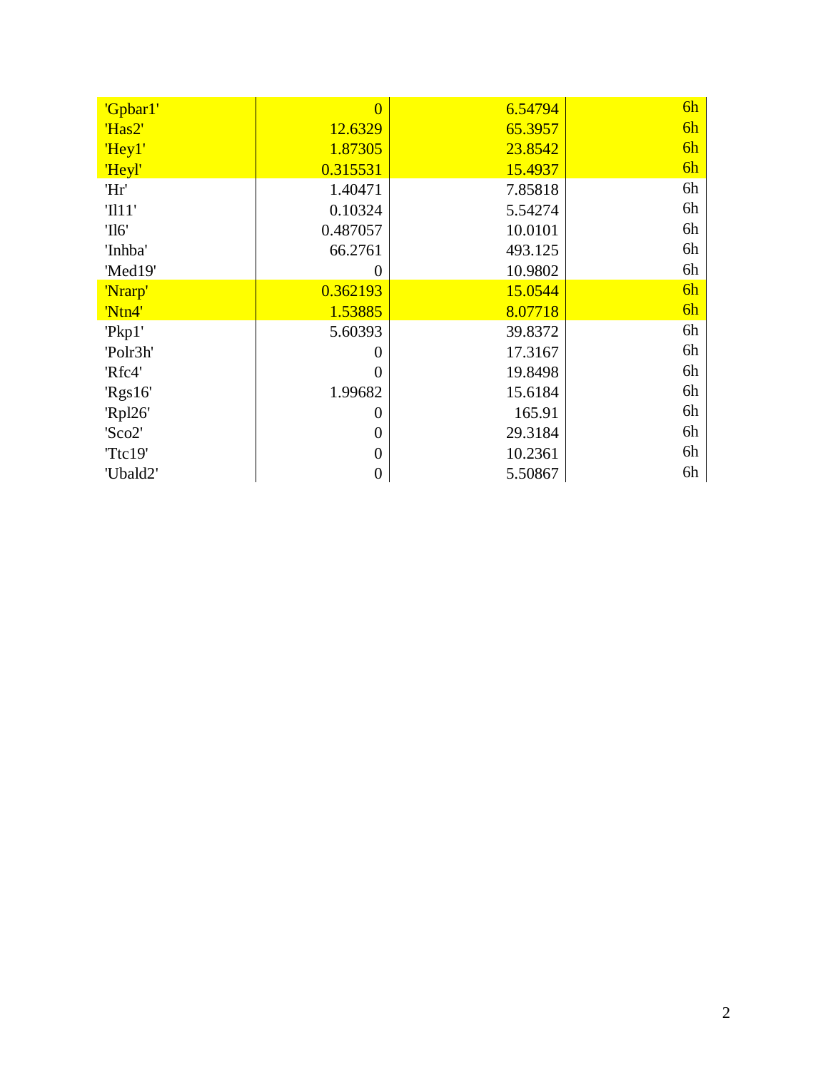| | | | |
|---|---|---|---|
| 'Gpbar1' | 0 | 6.54794 | 6h |
| 'Has2' | 12.6329 | 65.3957 | 6h |
| 'Hey1' | 1.87305 | 23.8542 | 6h |
| 'Heyl' | 0.315531 | 15.4937 | 6h |
| 'Hr' | 1.40471 | 7.85818 | 6h |
| 'Il11' | 0.10324 | 5.54274 | 6h |
| 'Il6' | 0.487057 | 10.0101 | 6h |
| 'Inhba' | 66.2761 | 493.125 | 6h |
| 'Med19' | 0 | 10.9802 | 6h |
| 'Nrarp' | 0.362193 | 15.0544 | 6h |
| 'Ntn4' | 1.53885 | 8.07718 | 6h |
| 'Pkp1' | 5.60393 | 39.8372 | 6h |
| 'Polr3h' | 0 | 17.3167 | 6h |
| 'Rfc4' | 0 | 19.8498 | 6h |
| 'Rgs16' | 1.99682 | 15.6184 | 6h |
| 'Rpl26' | 0 | 165.91 | 6h |
| 'Sco2' | 0 | 29.3184 | 6h |
| 'Ttc19' | 0 | 10.2361 | 6h |
| 'Ubald2' | 0 | 5.50867 | 6h |